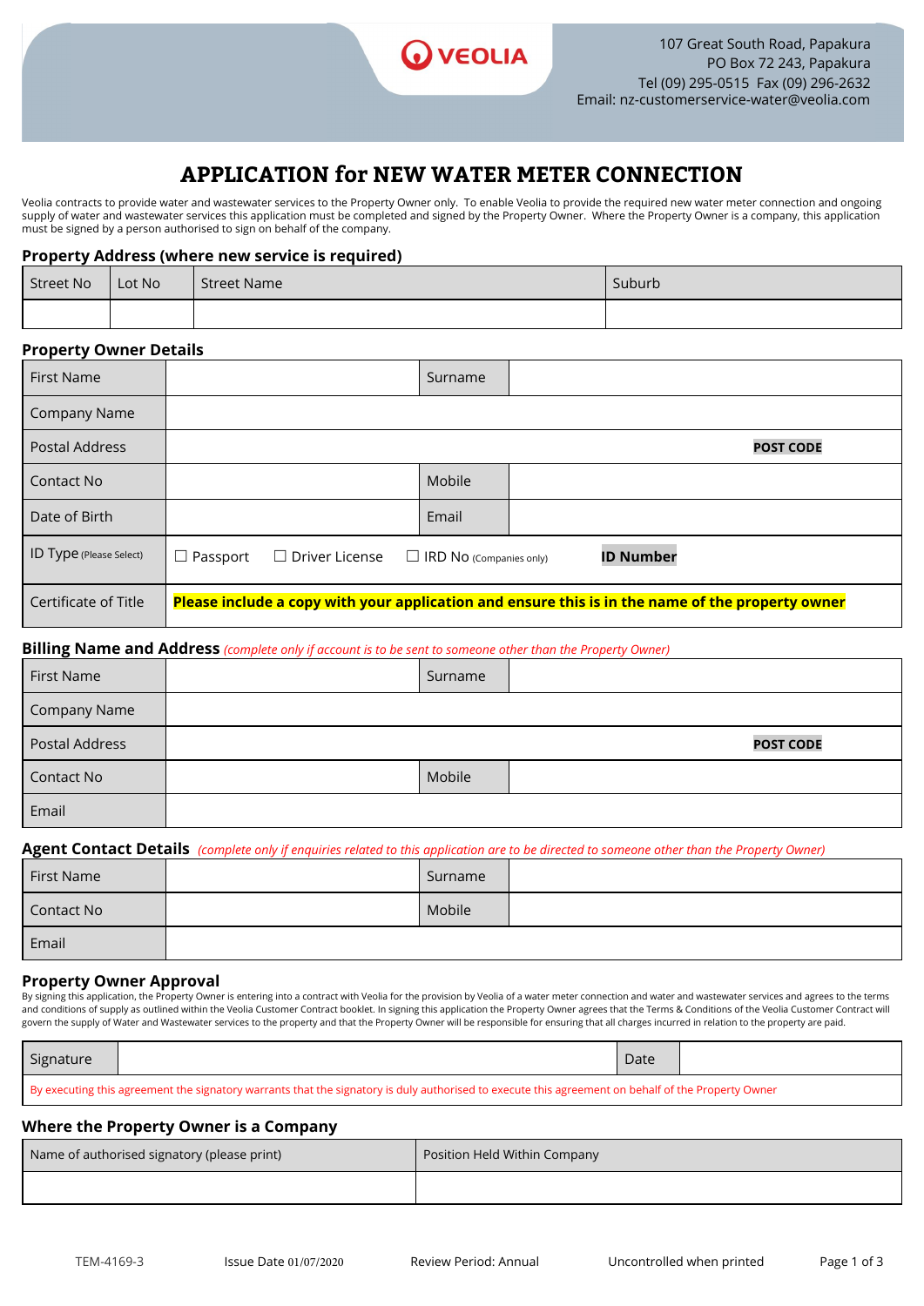VEOLIA

107 Great South Road, Papakura
PO Box 72 243, Papakura
Tel (09) 295-0515 Fax (09) 296-2632
Email: nz-customerservice-water@veolia.com

# APPLICATION for NEW WATER METER CONNECTION

Veolia contracts to provide water and wastewater services to the Property Owner only. To enable Veolia to provide the required new water meter connection and ongoing supply of water and wastewater services this application must be completed and signed by the Property Owner. Where the Property Owner is a company, this application must be signed by a person authorised to sign on behalf of the company.

## Property Address (where new service is required)

| Street No | Lot No | Street Name | Suburb |
|---|---|---|---|
| | | | |

## Property Owner Details

| | | | |
|---|---|---|---|
| First Name | | Surname | |
| Company Name | | | |
| Postal Address | | | **POST CODE** |
| Contact No | | Mobile | |
| Date of Birth | | Email | |
| ID Type (Please Select) | ☐ Passport ☐ Driver License ☐ IRD No (Companies only) | | **ID Number** |
| Certificate of Title | **Please include a copy with your application and ensure this is in the name of the property owner** | | |

## Billing Name and Address *(complete only if account is to be sent to someone other than the Property Owner)*

| | | | |
|---|---|---|---|
| First Name | | Surname | |
| Company Name | | | |
| Postal Address | | | **POST CODE** |
| Contact No | | Mobile | |
| Email | | | |

## Agent Contact Details *(complete only if enquiries related to this application are to be directed to someone other than the Property Owner)*

| | | | |
|---|---|---|---|
| First Name | | Surname | |
| Contact No | | Mobile | |
| Email | | | |

## Property Owner Approval

By signing this application, the Property Owner is entering into a contract with Veolia for the provision by Veolia of a water meter connection and water and wastewater services and agrees to the terms and conditions of supply as outlined within the Veolia Customer Contract booklet. In signing this application the Property Owner agrees that the Terms & Conditions of the Veolia Customer Contract will govern the supply of Water and Wastewater services to the property and that the Property Owner will be responsible for ensuring that all charges incurred in relation to the property are paid.

| Signature | | Date | |
|---|---|---|---|
| By executing this agreement the signatory warrants that the signatory is duly authorised to execute this agreement on behalf of the Property Owner | | | |

## Where the Property Owner is a Company

| Name of authorised signatory (please print) | Position Held Within Company |
|---|---|
| | |

TEM-4169-3 | Issue Date 01/07/2020 | Review Period: Annual | Uncontrolled when printed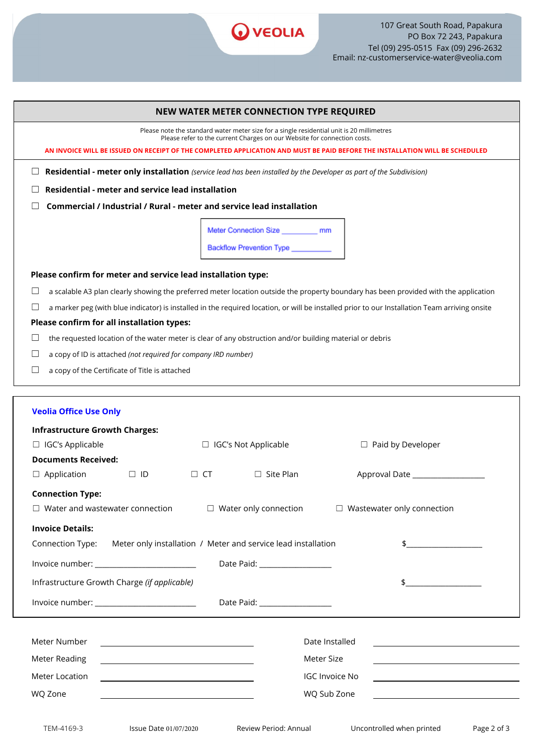107 Great South Road, Papakura
PO Box 72 243, Papakura
Tel (09) 295-0515 Fax (09) 296-2632
Email: nz-customerservice-water@veolia.com

## NEW WATER METER CONNECTION TYPE REQUIRED

Please note the standard water meter size for a single residential unit is 20 millimetres
Please refer to the current Charges on our Website for connection costs.

**AN INVOICE WILL BE ISSUED ON RECEIPT OF THE COMPLETED APPLICATION AND MUST BE PAID BEFORE THE INSTALLATION WILL BE SCHEDULED**

☐ **Residential - meter only installation** *(service lead has been installed by the Developer as part of the Subdivision)*

☐ **Residential - meter and service lead installation**

☐ **Commercial / Industrial / Rural - meter and service lead installation**

Meter Connection Size _________ mm

Backflow Prevention Type __________

**Please confirm for meter and service lead installation type:**

☐ a scalable A3 plan clearly showing the preferred meter location outside the property boundary has been provided with the application

☐ a marker peg (with blue indicator) is installed in the required location, or will be installed prior to our Installation Team arriving onsite

**Please confirm for all installation types:**

☐ the requested location of the water meter is clear of any obstruction and/or building material or debris

☐ a copy of ID is attached *(not required for company IRD number)*

☐ a copy of the Certificate of Title is attached

### Veolia Office Use Only

**Infrastructure Growth Charges:**

☐ IGC's Applicable ☐ IGC's Not Applicable ☐ Paid by Developer

**Documents Received:**

☐ Application ☐ ID ☐ CT ☐ Site Plan Approval Date __________________

**Connection Type:**

☐ Water and wastewater connection ☐ Water only connection ☐ Wastewater only connection

**Invoice Details:**

Connection Type: Meter only installation / Meter and service lead installation $___________________

Invoice number: _________________________ Date Paid: __________________

Infrastructure Growth Charge *(if applicable)* $___________________

Invoice number: _________________________ Date Paid: __________________

| | | | |
|---|---|---|---|
| Meter Number | | Date Installed | |
| Meter Reading | | Meter Size | |
| Meter Location | | IGC Invoice No | |
| WQ Zone | | WQ Sub Zone | |

TEM-4169-3 Issue Date 01/07/2020 Review Period: Annual Uncontrolled when printed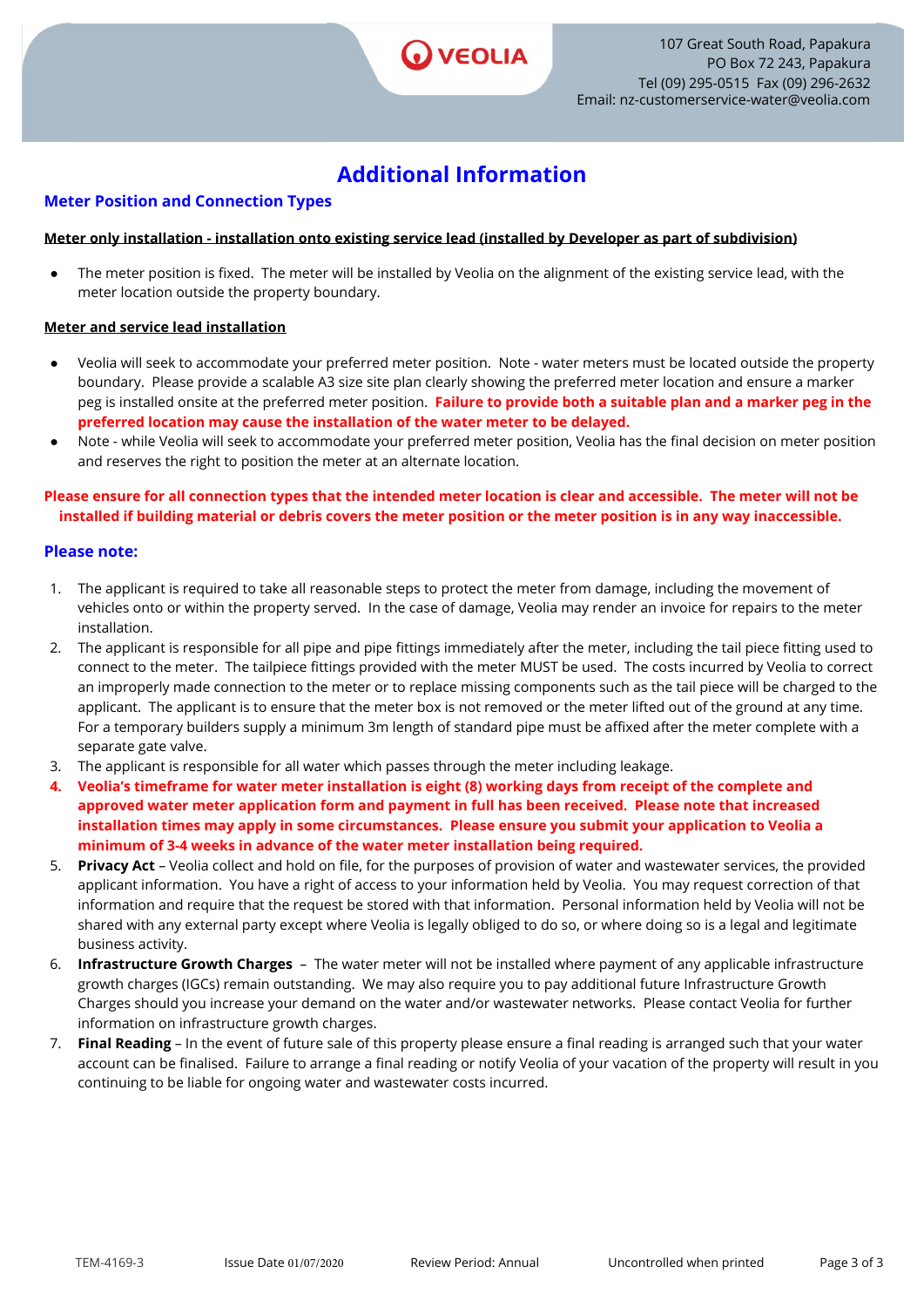107 Great South Road, Papakura
PO Box 72 243, Papakura
Tel (09) 295-0515 Fax (09) 296-2632
Email: nz-customerservice-water@veolia.com

# Additional Information

## Meter Position and Connection Types

**Meter only installation - installation onto existing service lead (installed by Developer as part of subdivision)**

- The meter position is fixed. The meter will be installed by Veolia on the alignment of the existing service lead, with the meter location outside the property boundary.

**Meter and service lead installation**

- Veolia will seek to accommodate your preferred meter position. Note - water meters must be located outside the property boundary. Please provide a scalable A3 size site plan clearly showing the preferred meter location and ensure a marker peg is installed onsite at the preferred meter position. **Failure to provide both a suitable plan and a marker peg in the preferred location may cause the installation of the water meter to be delayed.**
- Note - while Veolia will seek to accommodate your preferred meter position, Veolia has the final decision on meter position and reserves the right to position the meter at an alternate location.

**Please ensure for all connection types that the intended meter location is clear and accessible. The meter will not be installed if building material or debris covers the meter position or the meter position is in any way inaccessible.**

## Please note:

1. The applicant is required to take all reasonable steps to protect the meter from damage, including the movement of vehicles onto or within the property served. In the case of damage, Veolia may render an invoice for repairs to the meter installation.
2. The applicant is responsible for all pipe and pipe fittings immediately after the meter, including the tail piece fitting used to connect to the meter. The tailpiece fittings provided with the meter MUST be used. The costs incurred by Veolia to correct an improperly made connection to the meter or to replace missing components such as the tail piece will be charged to the applicant. The applicant is to ensure that the meter box is not removed or the meter lifted out of the ground at any time. For a temporary builders supply a minimum 3m length of standard pipe must be affixed after the meter complete with a separate gate valve.
3. The applicant is responsible for all water which passes through the meter including leakage.
4. **Veolia's timeframe for water meter installation is eight (8) working days from receipt of the complete and approved water meter application form and payment in full has been received. Please note that increased installation times may apply in some circumstances. Please ensure you submit your application to Veolia a minimum of 3-4 weeks in advance of the water meter installation being required.**
5. **Privacy Act** – Veolia collect and hold on file, for the purposes of provision of water and wastewater services, the provided applicant information. You have a right of access to your information held by Veolia. You may request correction of that information and require that the request be stored with that information. Personal information held by Veolia will not be shared with any external party except where Veolia is legally obliged to do so, or where doing so is a legal and legitimate business activity.
6. **Infrastructure Growth Charges** – The water meter will not be installed where payment of any applicable infrastructure growth charges (IGCs) remain outstanding. We may also require you to pay additional future Infrastructure Growth Charges should you increase your demand on the water and/or wastewater networks. Please contact Veolia for further information on infrastructure growth charges.
7. **Final Reading** – In the event of future sale of this property please ensure a final reading is arranged such that your water account can be finalised. Failure to arrange a final reading or notify Veolia of your vacation of the property will result in you continuing to be liable for ongoing water and wastewater costs incurred.

TEM-4169-3 Issue Date 01/07/2020 Review Period: Annual Uncontrolled when printed